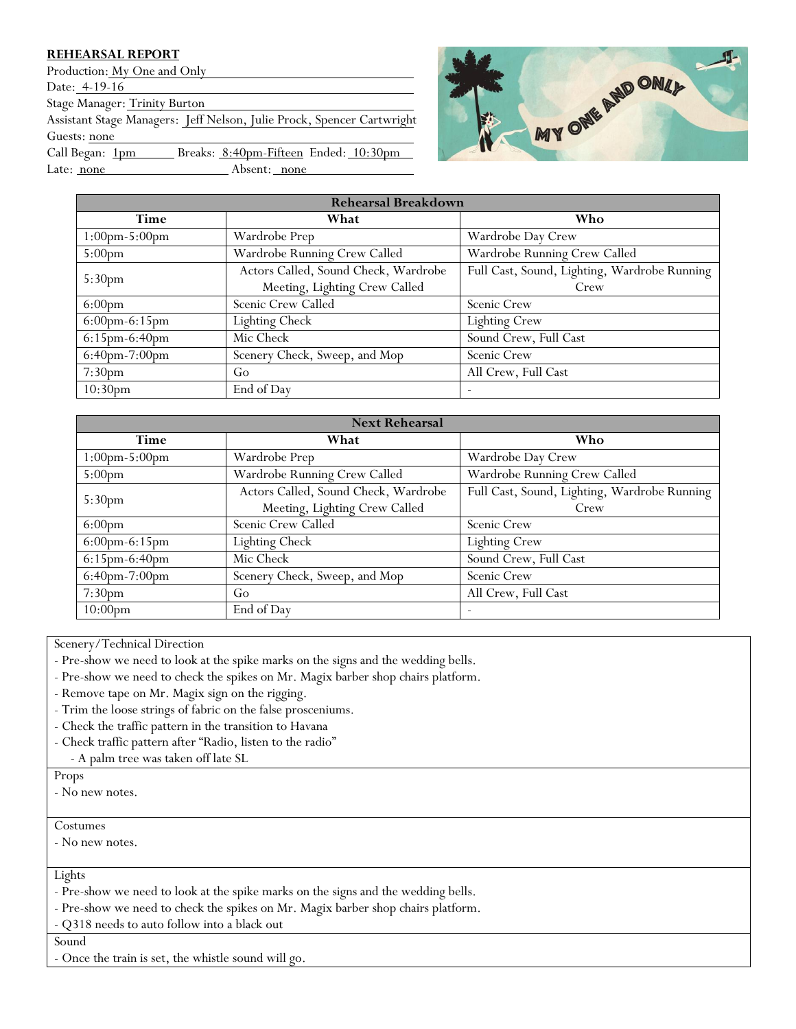**REHEARSAL REPORT**

Production: My One and Only
Date: 4-19-16
Stage Manager: Trinity Burton
Assistant Stage Managers: Jeff Nelson, Julie Prock, Spencer Cartwright
Guests: none
Call Began: 1pm Breaks: 8:40pm-Fifteen Ended: 10:30pm
Late: none Absent: none

| Rehearsal Breakdown | | |
|---|---|---|
| **Time** | **What** | **Who** |
| 1:00pm-5:00pm | Wardrobe Prep | Wardrobe Day Crew |
| 5:00pm | Wardrobe Running Crew Called | Wardrobe Running Crew Called |
| 5:30pm | Actors Called, Sound Check, Wardrobe Meeting, Lighting Crew Called | Full Cast, Sound, Lighting, Wardrobe Running Crew |
| 6:00pm | Scenic Crew Called | Scenic Crew |
| 6:00pm-6:15pm | Lighting Check | Lighting Crew |
| 6:15pm-6:40pm | Mic Check | Sound Crew, Full Cast |
| 6:40pm-7:00pm | Scenery Check, Sweep, and Mop | Scenic Crew |
| 7:30pm | Go | All Crew, Full Cast |
| 10:30pm | End of Day | - |

| Next Rehearsal | | |
|---|---|---|
| **Time** | **What** | **Who** |
| 1:00pm-5:00pm | Wardrobe Prep | Wardrobe Day Crew |
| 5:00pm | Wardrobe Running Crew Called | Wardrobe Running Crew Called |
| 5:30pm | Actors Called, Sound Check, Wardrobe Meeting, Lighting Crew Called | Full Cast, Sound, Lighting, Wardrobe Running Crew |
| 6:00pm | Scenic Crew Called | Scenic Crew |
| 6:00pm-6:15pm | Lighting Check | Lighting Crew |
| 6:15pm-6:40pm | Mic Check | Sound Crew, Full Cast |
| 6:40pm-7:00pm | Scenery Check, Sweep, and Mop | Scenic Crew |
| 7:30pm | Go | All Crew, Full Cast |
| 10:00pm | End of Day | - |

Scenery/Technical Direction
- Pre-show we need to look at the spike marks on the signs and the wedding bells.
- Pre-show we need to check the spikes on Mr. Magix barber shop chairs platform.
- Remove tape on Mr. Magix sign on the rigging.
- Trim the loose strings of fabric on the false prosceniums.
- Check the traffic pattern in the transition to Havana
- Check traffic pattern after "Radio, listen to the radio"
  - A palm tree was taken off late SL

Props
- No new notes.

Costumes
- No new notes.

Lights
- Pre-show we need to look at the spike marks on the signs and the wedding bells.
- Pre-show we need to check the spikes on Mr. Magix barber shop chairs platform.
- Q318 needs to auto follow into a black out

Sound
- Once the train is set, the whistle sound will go.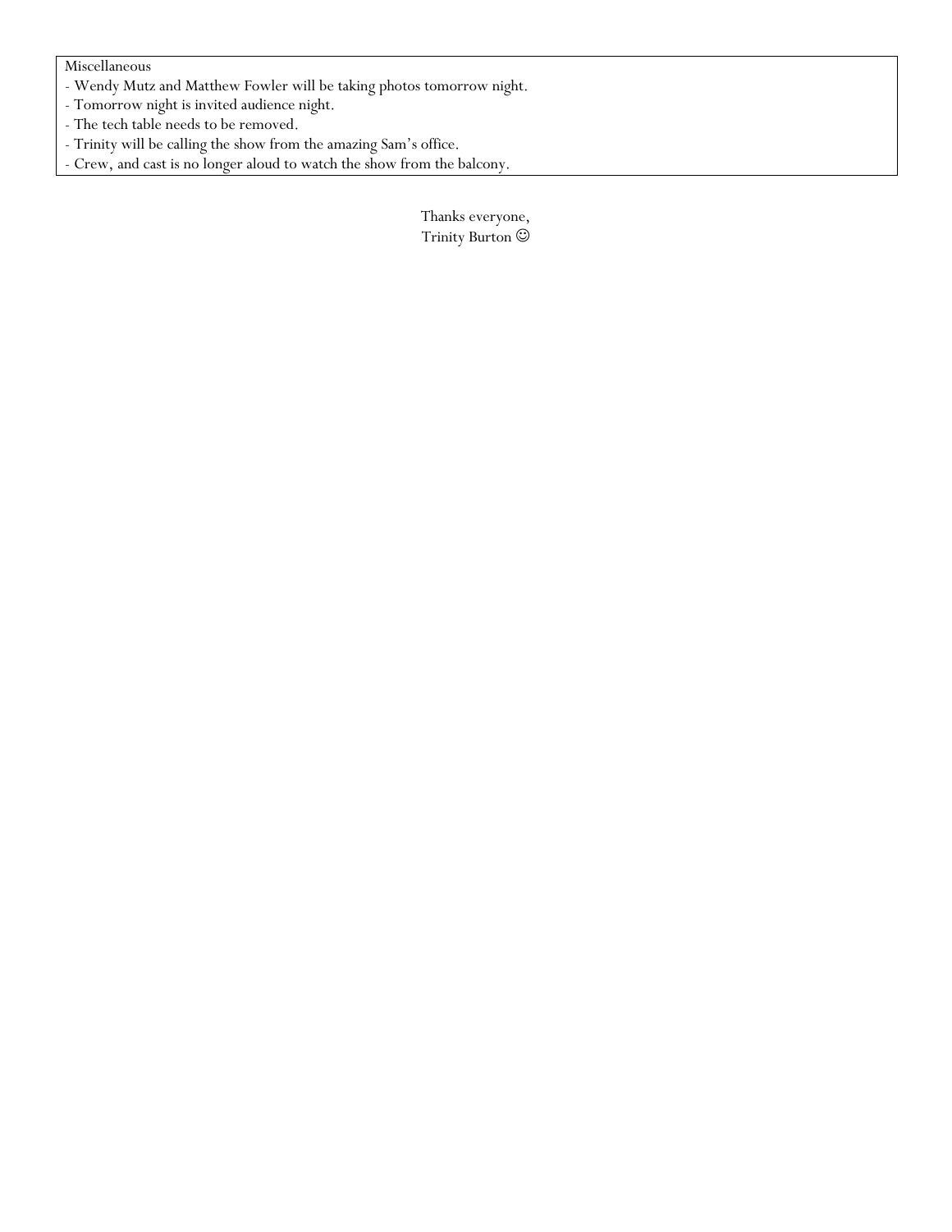Miscellaneous

- Wendy Mutz and Matthew Fowler will be taking photos tomorrow night.
- Tomorrow night is invited audience night.
- The tech table needs to be removed.
- Trinity will be calling the show from the amazing Sam's office.
- Crew, and cast is no longer aloud to watch the show from the balcony.

Thanks everyone,
Trinity Burton ☺